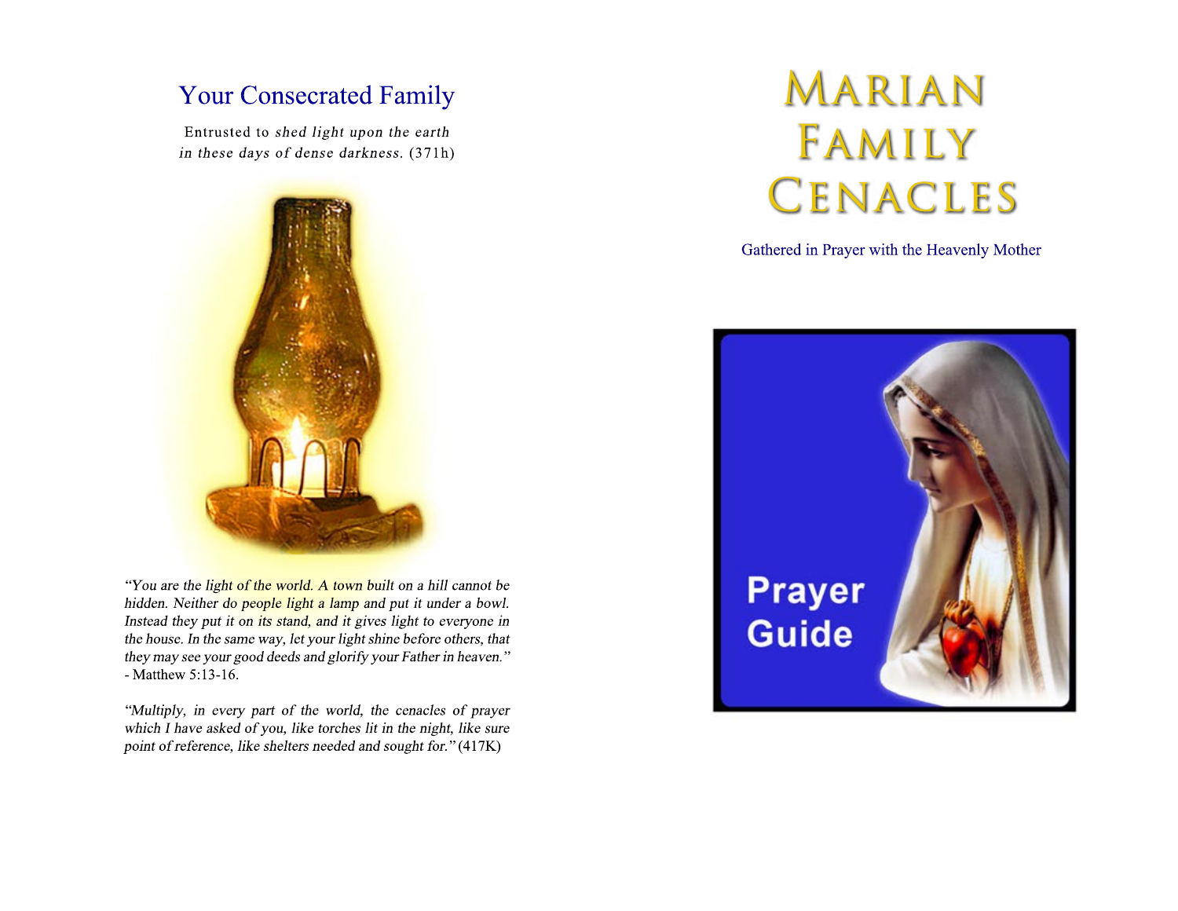## Your Consecrated Family

Entrusted to *shed light upon the earth in these days of dense darkness.* (371h)

*"You are the light of the world. A town built on a hill cannot be hidden. Neither do people light a lamp and put it under a bowl. Instead they put it on its stand, and it gives light to everyone in the house. In the same way, let your light shine before others, that they may see your good deeds and glorify your Father in heaven."* - Matthew 5:13-16.

*"Multiply, in every part of the world, the cenacles of prayer which I have asked of you, like torches lit in the night, like sure point of reference, like shelters needed and sought for."* (417K)

# Marian Family Cenacles

Gathered in Prayer with the Heavenly Mother

Prayer Guide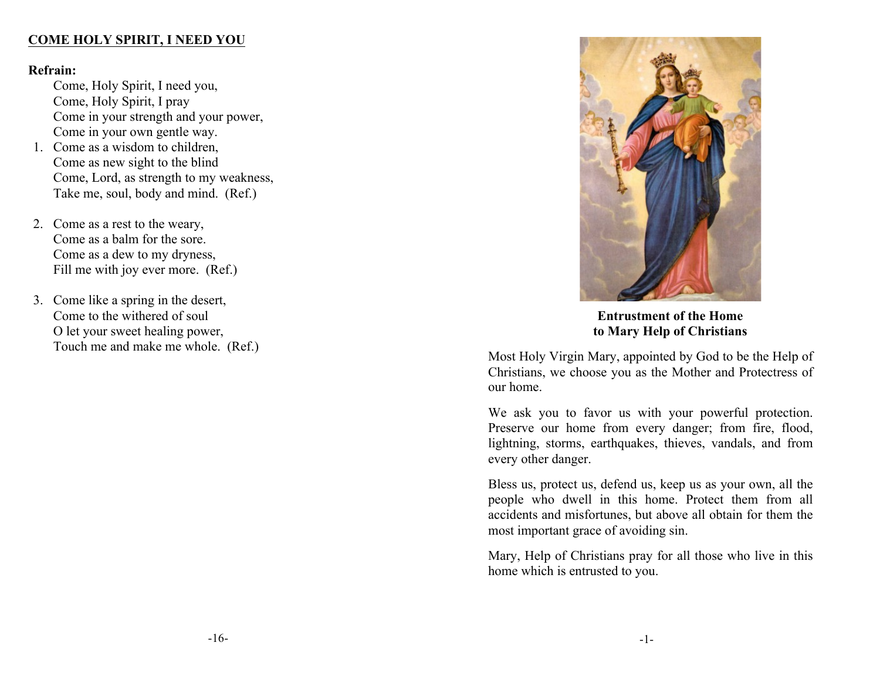## COME HOLY SPIRIT, I NEED YOU

**Refrain:**

Come, Holy Spirit, I need you,
Come, Holy Spirit, I pray
Come in your strength and your power,
Come in your own gentle way.

1. Come as a wisdom to children,
   Come as new sight to the blind
   Come, Lord, as strength to my weakness,
   Take me, soul, body and mind. (Ref.)

2. Come as a rest to the weary,
   Come as a balm for the sore.
   Come as a dew to my dryness,
   Fill me with joy ever more. (Ref.)

3. Come like a spring in the desert,
   Come to the withered of soul
   O let your sweet healing power,
   Touch me and make me whole. (Ref.)

**Entrustment of the Home to Mary Help of Christians**

Most Holy Virgin Mary, appointed by God to be the Help of Christians, we choose you as the Mother and Protectress of our home.

We ask you to favor us with your powerful protection. Preserve our home from every danger; from fire, flood, lightning, storms, earthquakes, thieves, vandals, and from every other danger.

Bless us, protect us, defend us, keep us as your own, all the people who dwell in this home. Protect them from all accidents and misfortunes, but above all obtain for them the most important grace of avoiding sin.

Mary, Help of Christians pray for all those who live in this home which is entrusted to you.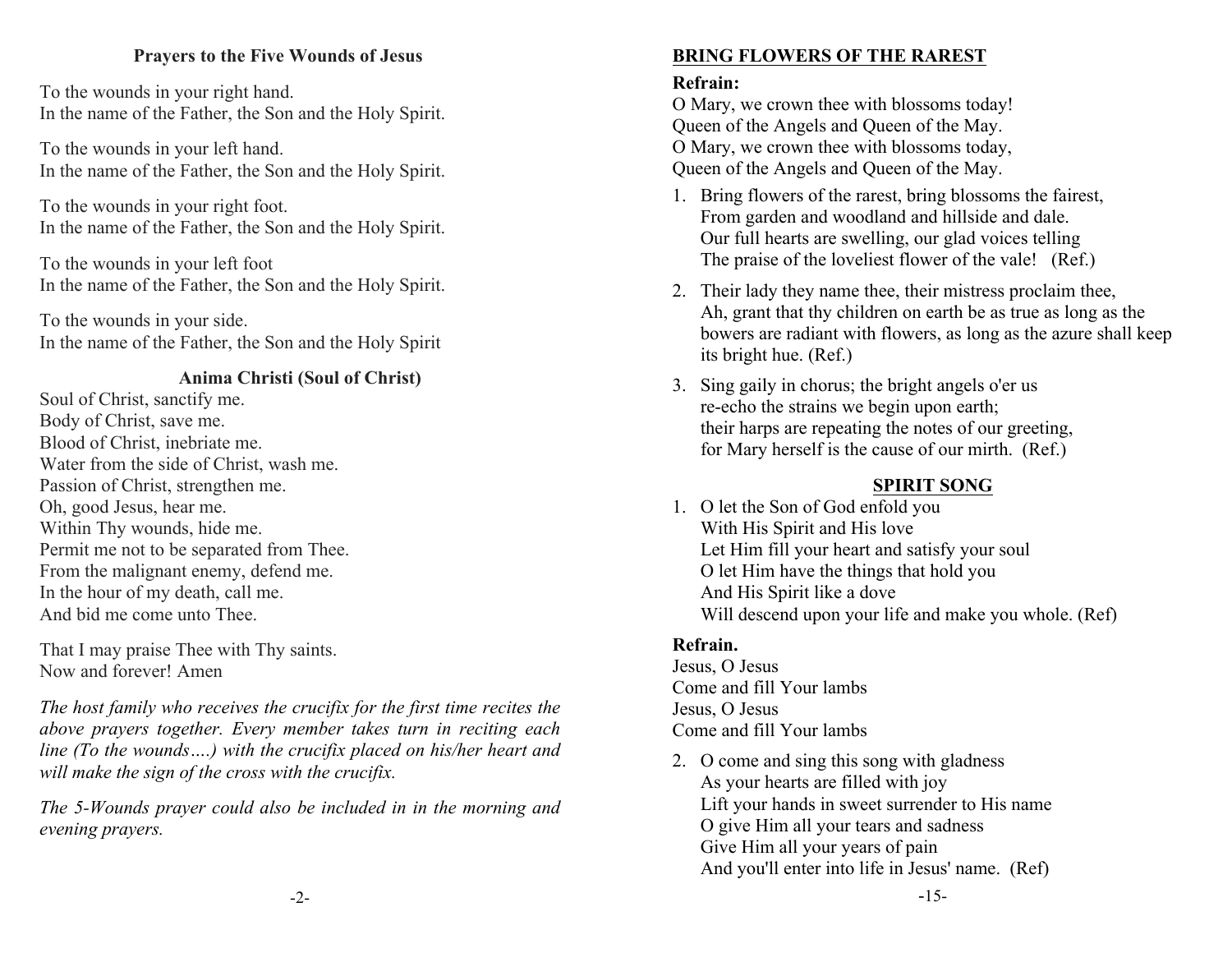### Prayers to the Five Wounds of Jesus

To the wounds in your right hand.
In the name of the Father, the Son and the Holy Spirit.

To the wounds in your left hand.
In the name of the Father, the Son and the Holy Spirit.

To the wounds in your right foot.
In the name of the Father, the Son and the Holy Spirit.

To the wounds in your left foot
In the name of the Father, the Son and the Holy Spirit.

To the wounds in your side.
In the name of the Father, the Son and the Holy Spirit

### Anima Christi (Soul of Christ)

Soul of Christ, sanctify me.
Body of Christ, save me.
Blood of Christ, inebriate me.
Water from the side of Christ, wash me.
Passion of Christ, strengthen me.
Oh, good Jesus, hear me.
Within Thy wounds, hide me.
Permit me not to be separated from Thee.
From the malignant enemy, defend me.
In the hour of my death, call me.
And bid me come unto Thee.

That I may praise Thee with Thy saints.
Now and forever! Amen

*The host family who receives the crucifix for the first time recites the above prayers together. Every member takes turn in reciting each line (To the wounds….) with the crucifix placed on his/her heart and will make the sign of the cross with the crucifix.*

*The 5-Wounds prayer could also be included in in the morning and evening prayers.*

## BRING FLOWERS OF THE RAREST

**Refrain:**
O Mary, we crown thee with blossoms today!
Queen of the Angels and Queen of the May.
O Mary, we crown thee with blossoms today,
Queen of the Angels and Queen of the May.

1. Bring flowers of the rarest, bring blossoms the fairest,
   From garden and woodland and hillside and dale.
   Our full hearts are swelling, our glad voices telling
   The praise of the loveliest flower of the vale! (Ref.)
2. Their lady they name thee, their mistress proclaim thee,
   Ah, grant that thy children on earth be as true as long as the bowers are radiant with flowers, as long as the azure shall keep its bright hue. (Ref.)
3. Sing gaily in chorus; the bright angels o'er us
   re-echo the strains we begin upon earth;
   their harps are repeating the notes of our greeting,
   for Mary herself is the cause of our mirth. (Ref.)

## SPIRIT SONG

1. O let the Son of God enfold you
   With His Spirit and His love
   Let Him fill your heart and satisfy your soul
   O let Him have the things that hold you
   And His Spirit like a dove
   Will descend upon your life and make you whole. (Ref)

**Refrain.**
Jesus, O Jesus
Come and fill Your lambs
Jesus, O Jesus
Come and fill Your lambs

2. O come and sing this song with gladness
   As your hearts are filled with joy
   Lift your hands in sweet surrender to His name
   O give Him all your tears and sadness
   Give Him all your years of pain
   And you'll enter into life in Jesus' name. (Ref)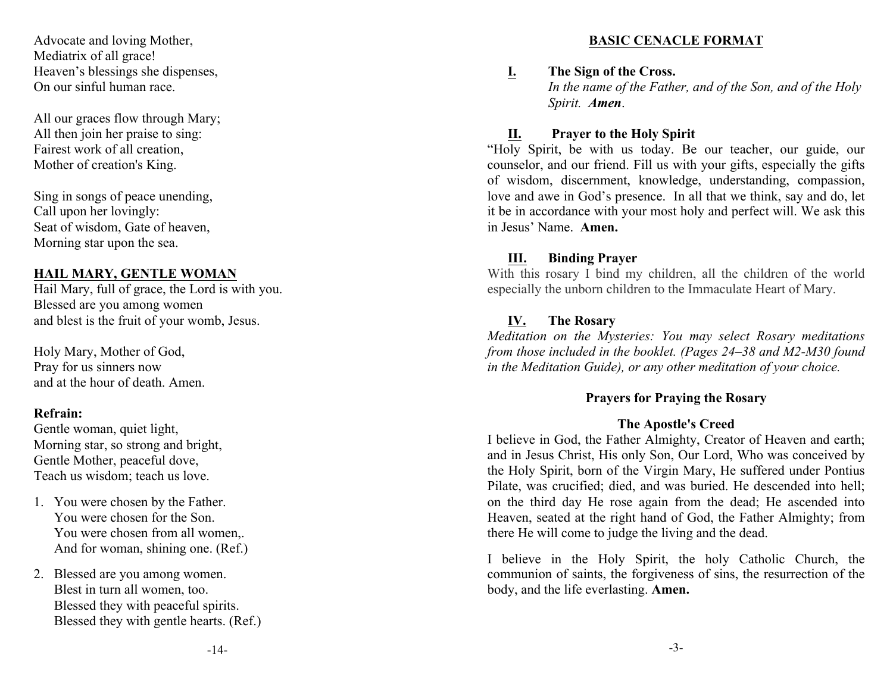Advocate and loving Mother,
Mediatrix of all grace!
Heaven's blessings she dispenses,
On our sinful human race.

All our graces flow through Mary;
All then join her praise to sing:
Fairest work of all creation,
Mother of creation's King.

Sing in songs of peace unending,
Call upon her lovingly:
Seat of wisdom, Gate of heaven,
Morning star upon the sea.

## HAIL MARY, GENTLE WOMAN

Hail Mary, full of grace, the Lord is with you.
Blessed are you among women
and blest is the fruit of your womb, Jesus.

Holy Mary, Mother of God,
Pray for us sinners now
and at the hour of death. Amen.

**Refrain:**
Gentle woman, quiet light,
Morning star, so strong and bright,
Gentle Mother, peaceful dove,
Teach us wisdom; teach us love.

1. You were chosen by the Father.
   You were chosen for the Son.
   You were chosen from all women,.
   And for woman, shining one. (Ref.)

2. Blessed are you among women.
   Blest in turn all women, too.
   Blessed they with peaceful spirits.
   Blessed they with gentle hearts. (Ref.)

## BASIC CENACLE FORMAT

### I. The Sign of the Cross.

*In the name of the Father, and of the Son, and of the Holy Spirit.* ***Amen***.

### II. Prayer to the Holy Spirit

"Holy Spirit, be with us today. Be our teacher, our guide, our counselor, and our friend. Fill us with your gifts, especially the gifts of wisdom, discernment, knowledge, understanding, compassion, love and awe in God's presence. In all that we think, say and do, let it be in accordance with your most holy and perfect will. We ask this in Jesus' Name. **Amen.**

### III. Binding Prayer

With this rosary I bind my children, all the children of the world especially the unborn children to the Immaculate Heart of Mary.

### IV. The Rosary

*Meditation on the Mysteries: You may select Rosary meditations from those included in the booklet. (Pages 24–38 and M2-M30 found in the Meditation Guide), or any other meditation of your choice.*

**Prayers for Praying the Rosary**

**The Apostle's Creed**

I believe in God, the Father Almighty, Creator of Heaven and earth; and in Jesus Christ, His only Son, Our Lord, Who was conceived by the Holy Spirit, born of the Virgin Mary, He suffered under Pontius Pilate, was crucified; died, and was buried. He descended into hell; on the third day He rose again from the dead; He ascended into Heaven, seated at the right hand of God, the Father Almighty; from there He will come to judge the living and the dead.

I believe in the Holy Spirit, the holy Catholic Church, the communion of saints, the forgiveness of sins, the resurrection of the body, and the life everlasting. **Amen.**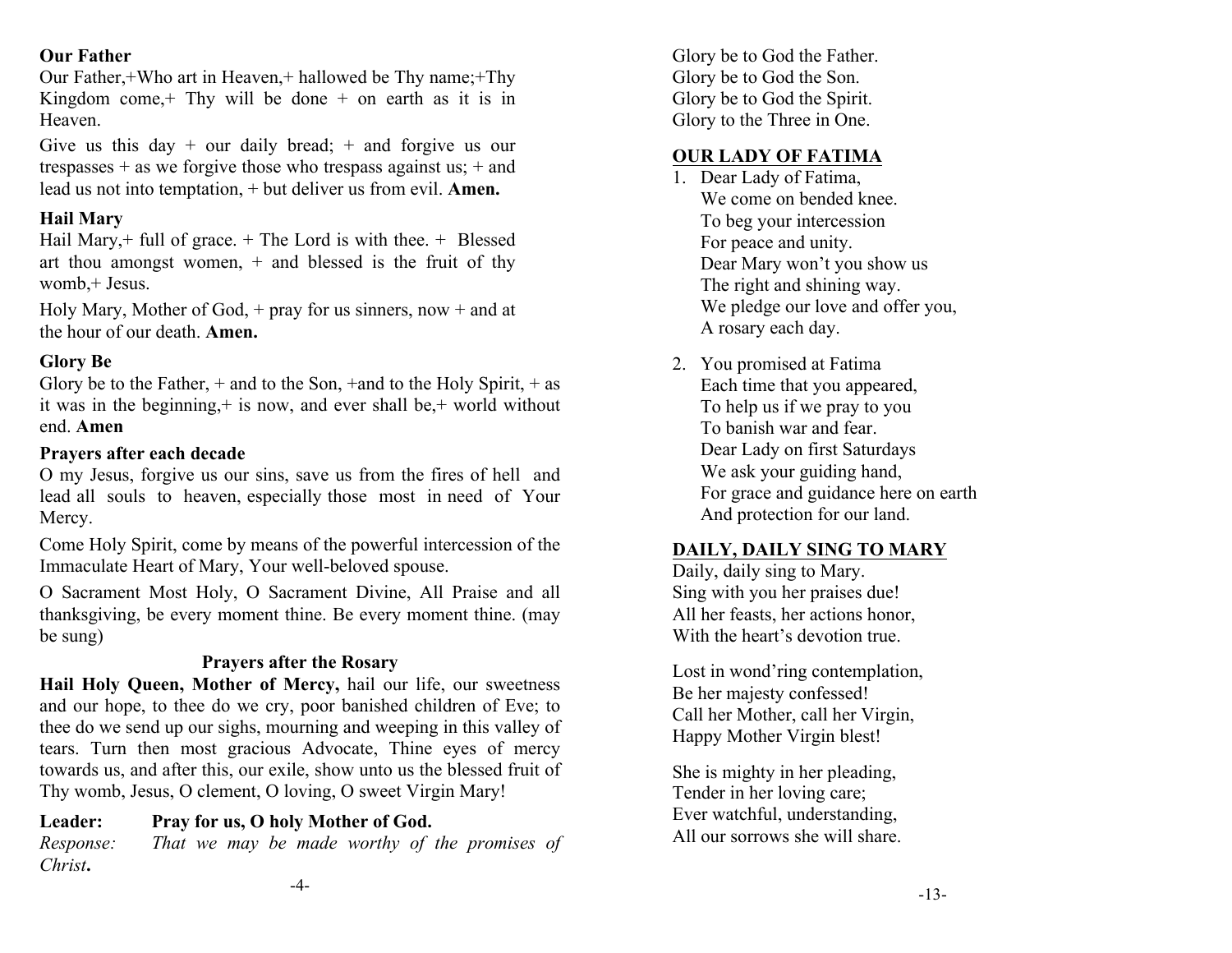**Our Father**

Our Father,+Who art in Heaven,+ hallowed be Thy name;+Thy Kingdom come,+ Thy will be done + on earth as it is in Heaven.

Give us this day + our daily bread; + and forgive us our trespasses + as we forgive those who trespass against us; + and lead us not into temptation, + but deliver us from evil. **Amen.**

**Hail Mary**

Hail Mary,+ full of grace. + The Lord is with thee. + Blessed art thou amongst women, + and blessed is the fruit of thy womb,+ Jesus.

Holy Mary, Mother of God, + pray for us sinners, now + and at the hour of our death. **Amen.**

**Glory Be**

Glory be to the Father, + and to the Son, +and to the Holy Spirit, + as it was in the beginning,+ is now, and ever shall be,+ world without end. **Amen**

**Prayers after each decade**

O my Jesus, forgive us our sins, save us from the fires of hell and lead all souls to heaven, especially those most in need of Your Mercy.

Come Holy Spirit, come by means of the powerful intercession of the Immaculate Heart of Mary, Your well-beloved spouse.

O Sacrament Most Holy, O Sacrament Divine, All Praise and all thanksgiving, be every moment thine. Be every moment thine. (may be sung)

**Prayers after the Rosary**

**Hail Holy Queen, Mother of Mercy,** hail our life, our sweetness and our hope, to thee do we cry, poor banished children of Eve; to thee do we send up our sighs, mourning and weeping in this valley of tears. Turn then most gracious Advocate, Thine eyes of mercy towards us, and after this, our exile, show unto us the blessed fruit of Thy womb, Jesus, O clement, O loving, O sweet Virgin Mary!

**Leader:** **Pray for us, O holy Mother of God.**

*Response:* *That we may be made worthy of the promises of Christ***.**

Glory be to God the Father.
Glory be to God the Son.
Glory be to God the Spirit.
Glory to the Three in One.

## OUR LADY OF FATIMA

1. Dear Lady of Fatima,
   We come on bended knee.
   To beg your intercession
   For peace and unity.
   Dear Mary won't you show us
   The right and shining way.
   We pledge our love and offer you,
   A rosary each day.

2. You promised at Fatima
   Each time that you appeared,
   To help us if we pray to you
   To banish war and fear.
   Dear Lady on first Saturdays
   We ask your guiding hand,
   For grace and guidance here on earth
   And protection for our land.

## DAILY, DAILY SING TO MARY

Daily, daily sing to Mary.
Sing with you her praises due!
All her feasts, her actions honor,
With the heart's devotion true.

Lost in wond'ring contemplation,
Be her majesty confessed!
Call her Mother, call her Virgin,
Happy Mother Virgin blest!

She is mighty in her pleading,
Tender in her loving care;
Ever watchful, understanding,
All our sorrows she will share.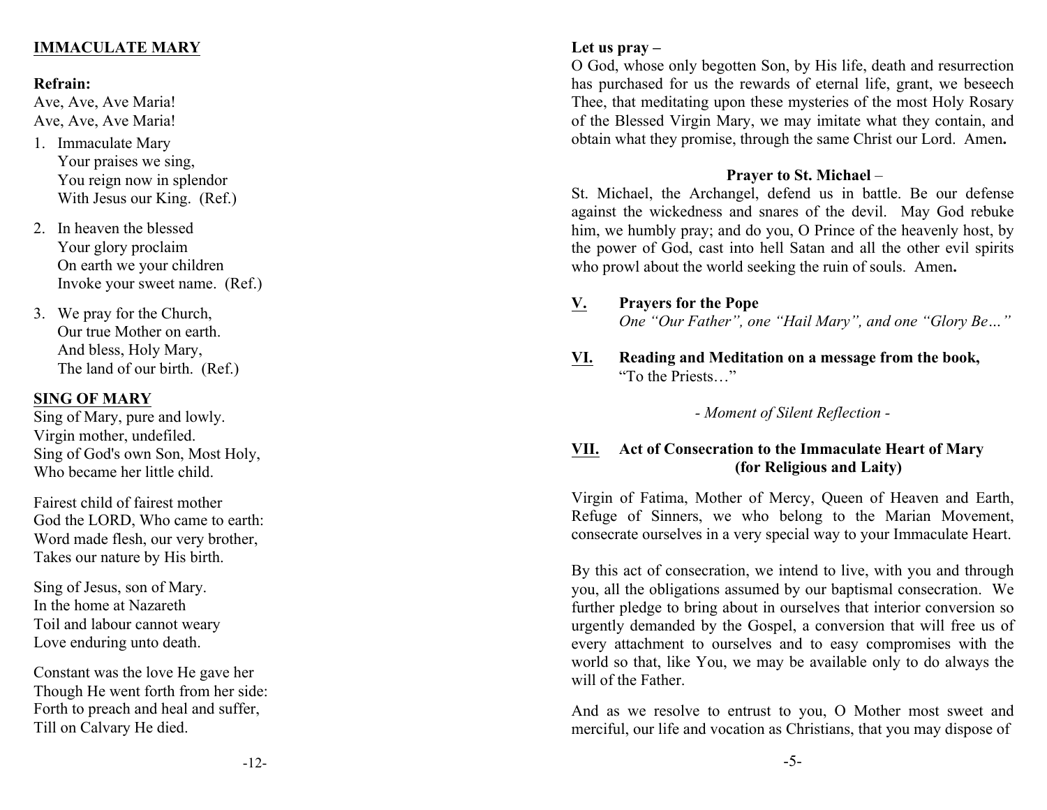## IMMACULATE MARY

**Refrain:**
Ave, Ave, Ave Maria!
Ave, Ave, Ave Maria!

1. Immaculate Mary
   Your praises we sing,
   You reign now in splendor
   With Jesus our King. (Ref.)

2. In heaven the blessed
   Your glory proclaim
   On earth we your children
   Invoke your sweet name. (Ref.)

3. We pray for the Church,
   Our true Mother on earth.
   And bless, Holy Mary,
   The land of our birth. (Ref.)

## SING OF MARY

Sing of Mary, pure and lowly.
Virgin mother, undefiled.
Sing of God's own Son, Most Holy,
Who became her little child.

Fairest child of fairest mother
God the LORD, Who came to earth:
Word made flesh, our very brother,
Takes our nature by His birth.

Sing of Jesus, son of Mary.
In the home at Nazareth
Toil and labour cannot weary
Love enduring unto death.

Constant was the love He gave her
Though He went forth from her side:
Forth to preach and heal and suffer,
Till on Calvary He died.

**Let us pray –**
O God, whose only begotten Son, by His life, death and resurrection has purchased for us the rewards of eternal life, grant, we beseech Thee, that meditating upon these mysteries of the most Holy Rosary of the Blessed Virgin Mary, we may imitate what they contain, and obtain what they promise, through the same Christ our Lord. Amen**.**

**Prayer to St. Michael** –
St. Michael, the Archangel, defend us in battle. Be our defense against the wickedness and snares of the devil. May God rebuke him, we humbly pray; and do you, O Prince of the heavenly host, by the power of God, cast into hell Satan and all the other evil spirits who prowl about the world seeking the ruin of souls. Amen**.**

**V. Prayers for the Pope**
*One "Our Father", one "Hail Mary", and one "Glory Be…"*

**VI. Reading and Meditation on a message from the book,** "To the Priests…"

*- Moment of Silent Reflection -*

**VII. Act of Consecration to the Immaculate Heart of Mary (for Religious and Laity)**

Virgin of Fatima, Mother of Mercy, Queen of Heaven and Earth, Refuge of Sinners, we who belong to the Marian Movement, consecrate ourselves in a very special way to your Immaculate Heart.

By this act of consecration, we intend to live, with you and through you, all the obligations assumed by our baptismal consecration. We further pledge to bring about in ourselves that interior conversion so urgently demanded by the Gospel, a conversion that will free us of every attachment to ourselves and to easy compromises with the world so that, like You, we may be available only to do always the will of the Father.

And as we resolve to entrust to you, O Mother most sweet and merciful, our life and vocation as Christians, that you may dispose of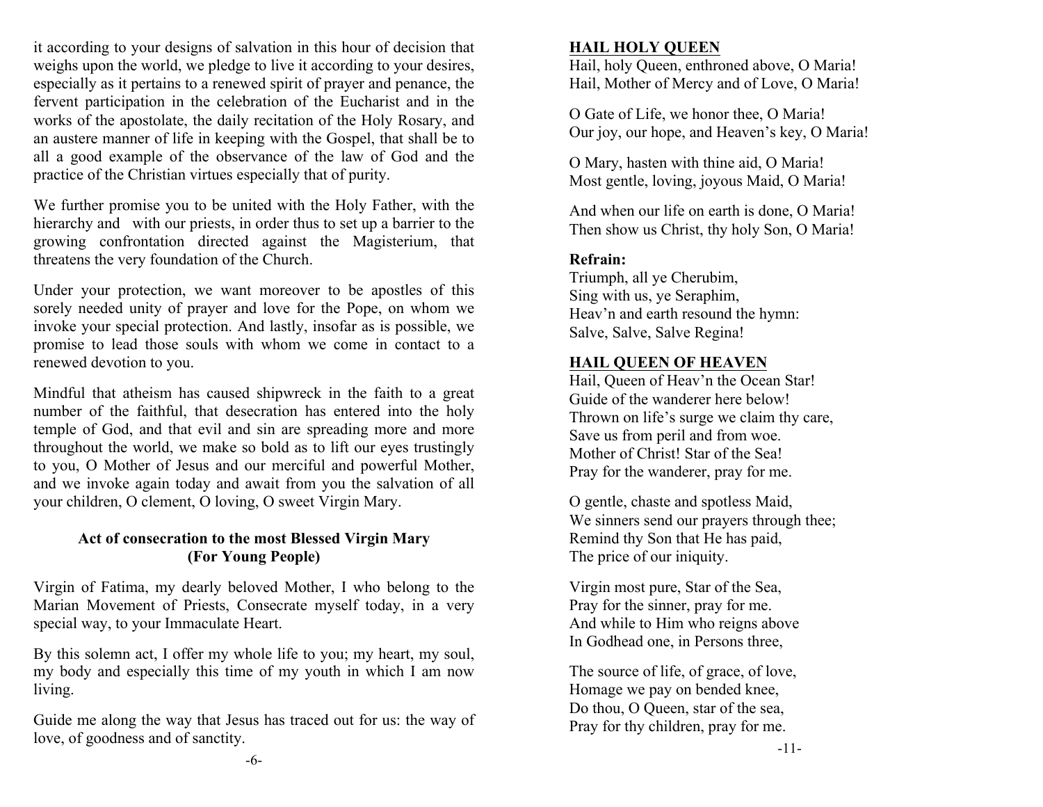it according to your designs of salvation in this hour of decision that weighs upon the world, we pledge to live it according to your desires, especially as it pertains to a renewed spirit of prayer and penance, the fervent participation in the celebration of the Eucharist and in the works of the apostolate, the daily recitation of the Holy Rosary, and an austere manner of life in keeping with the Gospel, that shall be to all a good example of the observance of the law of God and the practice of the Christian virtues especially that of purity.

We further promise you to be united with the Holy Father, with the hierarchy and with our priests, in order thus to set up a barrier to the growing confrontation directed against the Magisterium, that threatens the very foundation of the Church.

Under your protection, we want moreover to be apostles of this sorely needed unity of prayer and love for the Pope, on whom we invoke your special protection. And lastly, insofar as is possible, we promise to lead those souls with whom we come in contact to a renewed devotion to you.

Mindful that atheism has caused shipwreck in the faith to a great number of the faithful, that desecration has entered into the holy temple of God, and that evil and sin are spreading more and more throughout the world, we make so bold as to lift our eyes trustingly to you, O Mother of Jesus and our merciful and powerful Mother, and we invoke again today and await from you the salvation of all your children, O clement, O loving, O sweet Virgin Mary.

### Act of consecration to the most Blessed Virgin Mary (For Young People)

Virgin of Fatima, my dearly beloved Mother, I who belong to the Marian Movement of Priests, Consecrate myself today, in a very special way, to your Immaculate Heart.

By this solemn act, I offer my whole life to you; my heart, my soul, my body and especially this time of my youth in which I am now living.

Guide me along the way that Jesus has traced out for us: the way of love, of goodness and of sanctity.

## HAIL HOLY QUEEN

Hail, holy Queen, enthroned above, O Maria!
Hail, Mother of Mercy and of Love, O Maria!

O Gate of Life, we honor thee, O Maria!
Our joy, our hope, and Heaven's key, O Maria!

O Mary, hasten with thine aid, O Maria!
Most gentle, loving, joyous Maid, O Maria!

And when our life on earth is done, O Maria!
Then show us Christ, thy holy Son, O Maria!

**Refrain:**
Triumph, all ye Cherubim,
Sing with us, ye Seraphim,
Heav'n and earth resound the hymn:
Salve, Salve, Salve Regina!

## HAIL QUEEN OF HEAVEN

Hail, Queen of Heav'n the Ocean Star!
Guide of the wanderer here below!
Thrown on life's surge we claim thy care,
Save us from peril and from woe.
Mother of Christ! Star of the Sea!
Pray for the wanderer, pray for me.

O gentle, chaste and spotless Maid,
We sinners send our prayers through thee;
Remind thy Son that He has paid,
The price of our iniquity.

Virgin most pure, Star of the Sea,
Pray for the sinner, pray for me.
And while to Him who reigns above
In Godhead one, in Persons three,

The source of life, of grace, of love,
Homage we pay on bended knee,
Do thou, O Queen, star of the sea,
Pray for thy children, pray for me.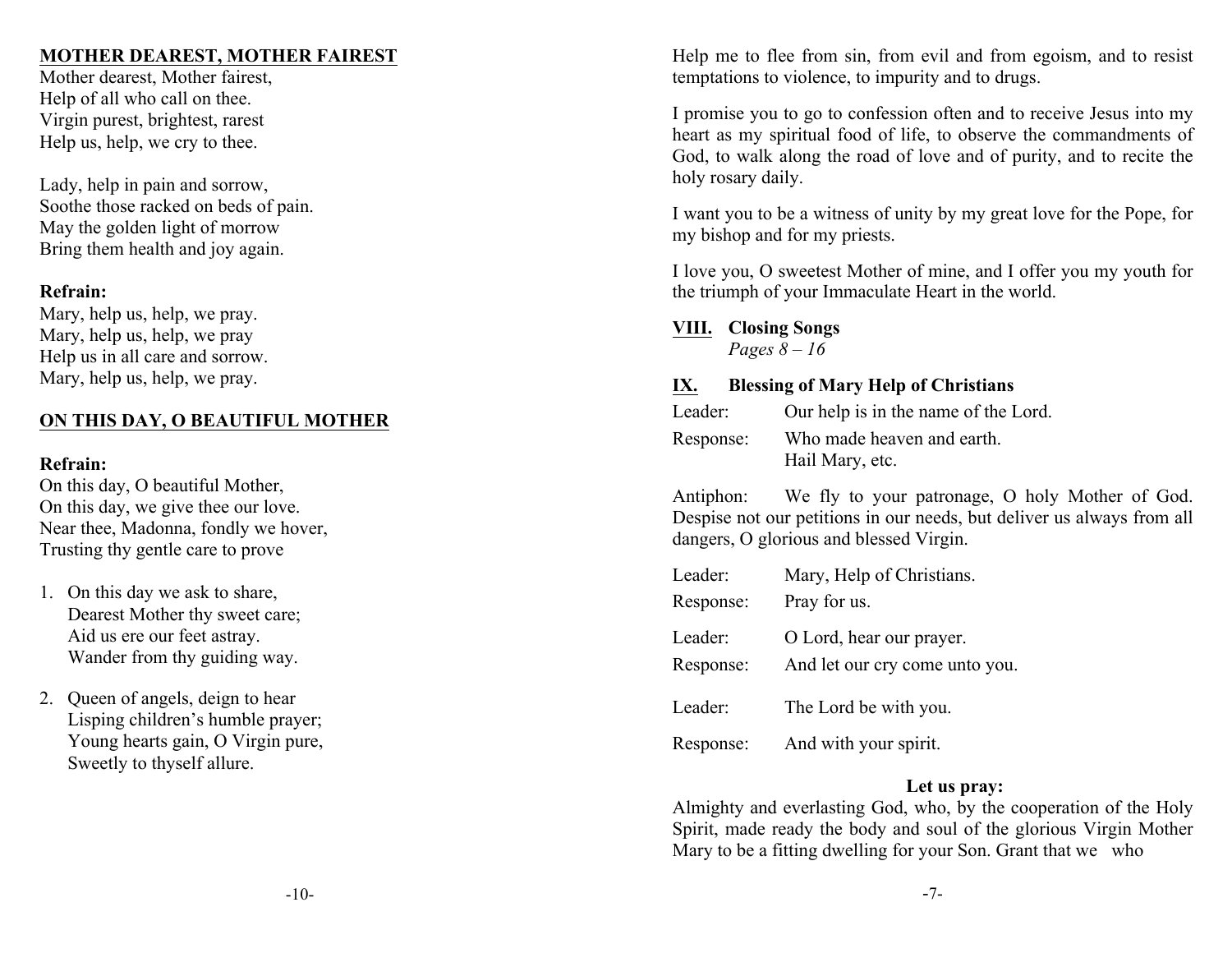**MOTHER DEAREST, MOTHER FAIREST**

Mother dearest, Mother fairest,
Help of all who call on thee.
Virgin purest, brightest, rarest
Help us, help, we cry to thee.

Lady, help in pain and sorrow,
Soothe those racked on beds of pain.
May the golden light of morrow
Bring them health and joy again.

**Refrain:**
Mary, help us, help, we pray.
Mary, help us, help, we pray
Help us in all care and sorrow.
Mary, help us, help, we pray.

**ON THIS DAY, O BEAUTIFUL MOTHER**

**Refrain:**
On this day, O beautiful Mother,
On this day, we give thee our love.
Near thee, Madonna, fondly we hover,
Trusting thy gentle care to prove

1. On this day we ask to share,
   Dearest Mother thy sweet care;
   Aid us ere our feet astray.
   Wander from thy guiding way.

2. Queen of angels, deign to hear
   Lisping children's humble prayer;
   Young hearts gain, O Virgin pure,
   Sweetly to thyself allure.

Help me to flee from sin, from evil and from egoism, and to resist temptations to violence, to impurity and to drugs.

I promise you to go to confession often and to receive Jesus into my heart as my spiritual food of life, to observe the commandments of God, to walk along the road of love and of purity, and to recite the holy rosary daily.

I want you to be a witness of unity by my great love for the Pope, for my bishop and for my priests.

I love you, O sweetest Mother of mine, and I offer you my youth for the triumph of your Immaculate Heart in the world.

**VIII. Closing Songs**
*Pages 8 – 16*

**IX. Blessing of Mary Help of Christians**

Leader: Our help is in the name of the Lord.

Response: Who made heaven and earth.
Hail Mary, etc.

Antiphon: We fly to your patronage, O holy Mother of God. Despise not our petitions in our needs, but deliver us always from all dangers, O glorious and blessed Virgin.

Leader: Mary, Help of Christians.

Response: Pray for us.

Leader: O Lord, hear our prayer.

Response: And let our cry come unto you.

Leader: The Lord be with you.

Response: And with your spirit.

**Let us pray:**

Almighty and everlasting God, who, by the cooperation of the Holy Spirit, made ready the body and soul of the glorious Virgin Mother Mary to be a fitting dwelling for your Son. Grant that we who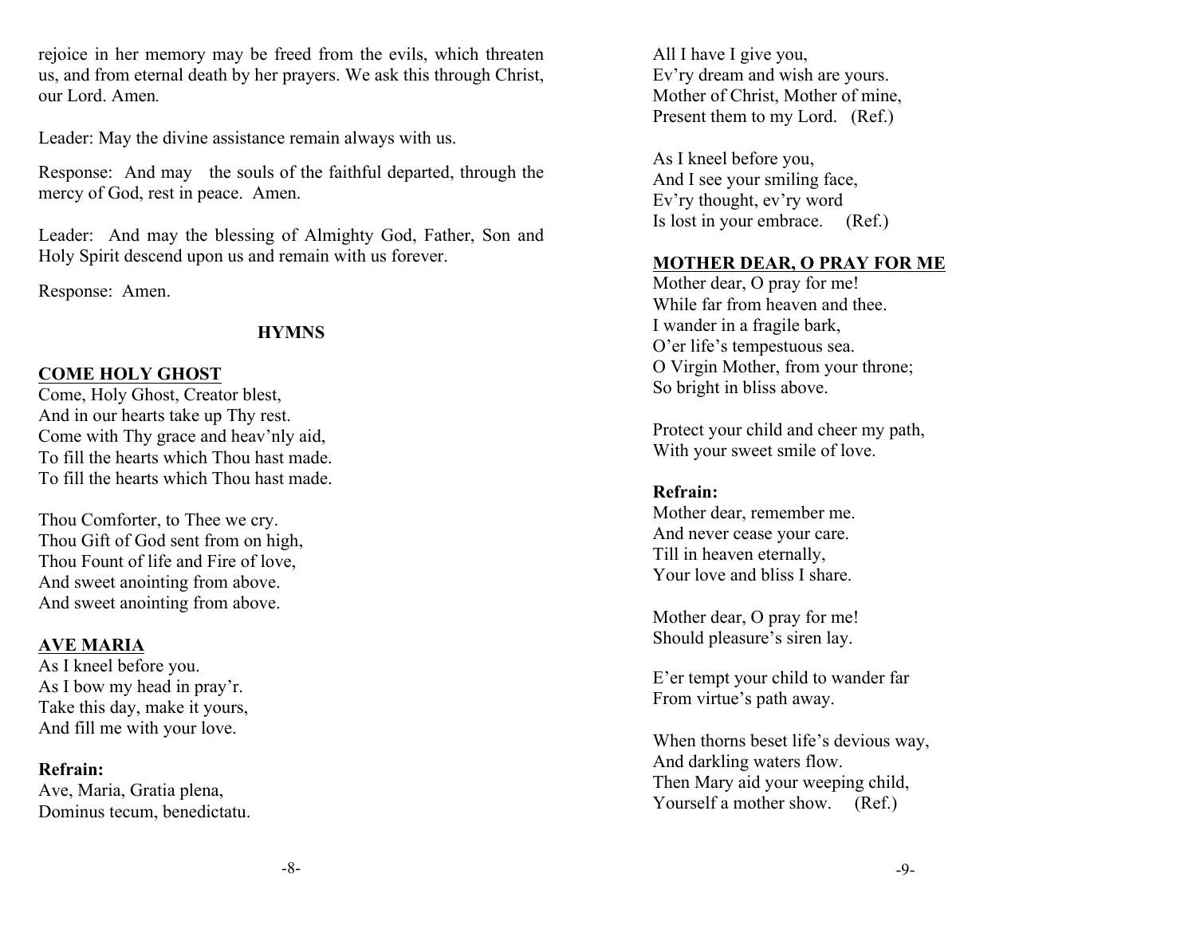rejoice in her memory may be freed from the evils, which threaten us, and from eternal death by her prayers. We ask this through Christ, our Lord. Amen.

Leader: May the divine assistance remain always with us.

Response: And may the souls of the faithful departed, through the mercy of God, rest in peace. Amen.

Leader: And may the blessing of Almighty God, Father, Son and Holy Spirit descend upon us and remain with us forever.

Response: Amen.

## HYMNS

### COME HOLY GHOST

Come, Holy Ghost, Creator blest,
And in our hearts take up Thy rest.
Come with Thy grace and heav'nly aid,
To fill the hearts which Thou hast made.
To fill the hearts which Thou hast made.

Thou Comforter, to Thee we cry.
Thou Gift of God sent from on high,
Thou Fount of life and Fire of love,
And sweet anointing from above.
And sweet anointing from above.

### AVE MARIA

As I kneel before you.
As I bow my head in pray'r.
Take this day, make it yours,
And fill me with your love.

**Refrain:**
Ave, Maria, Gratia plena,
Dominus tecum, benedictatu.

All I have I give you,
Ev'ry dream and wish are yours.
Mother of Christ, Mother of mine,
Present them to my Lord. (Ref.)

As I kneel before you,
And I see your smiling face,
Ev'ry thought, ev'ry word
Is lost in your embrace. (Ref.)

### MOTHER DEAR, O PRAY FOR ME

Mother dear, O pray for me!
While far from heaven and thee.
I wander in a fragile bark,
O'er life's tempestuous sea.
O Virgin Mother, from your throne;
So bright in bliss above.

Protect your child and cheer my path,
With your sweet smile of love.

**Refrain:**
Mother dear, remember me.
And never cease your care.
Till in heaven eternally,
Your love and bliss I share.

Mother dear, O pray for me!
Should pleasure's siren lay.

E'er tempt your child to wander far
From virtue's path away.

When thorns beset life's devious way,
And darkling waters flow.
Then Mary aid your weeping child,
Yourself a mother show. (Ref.)